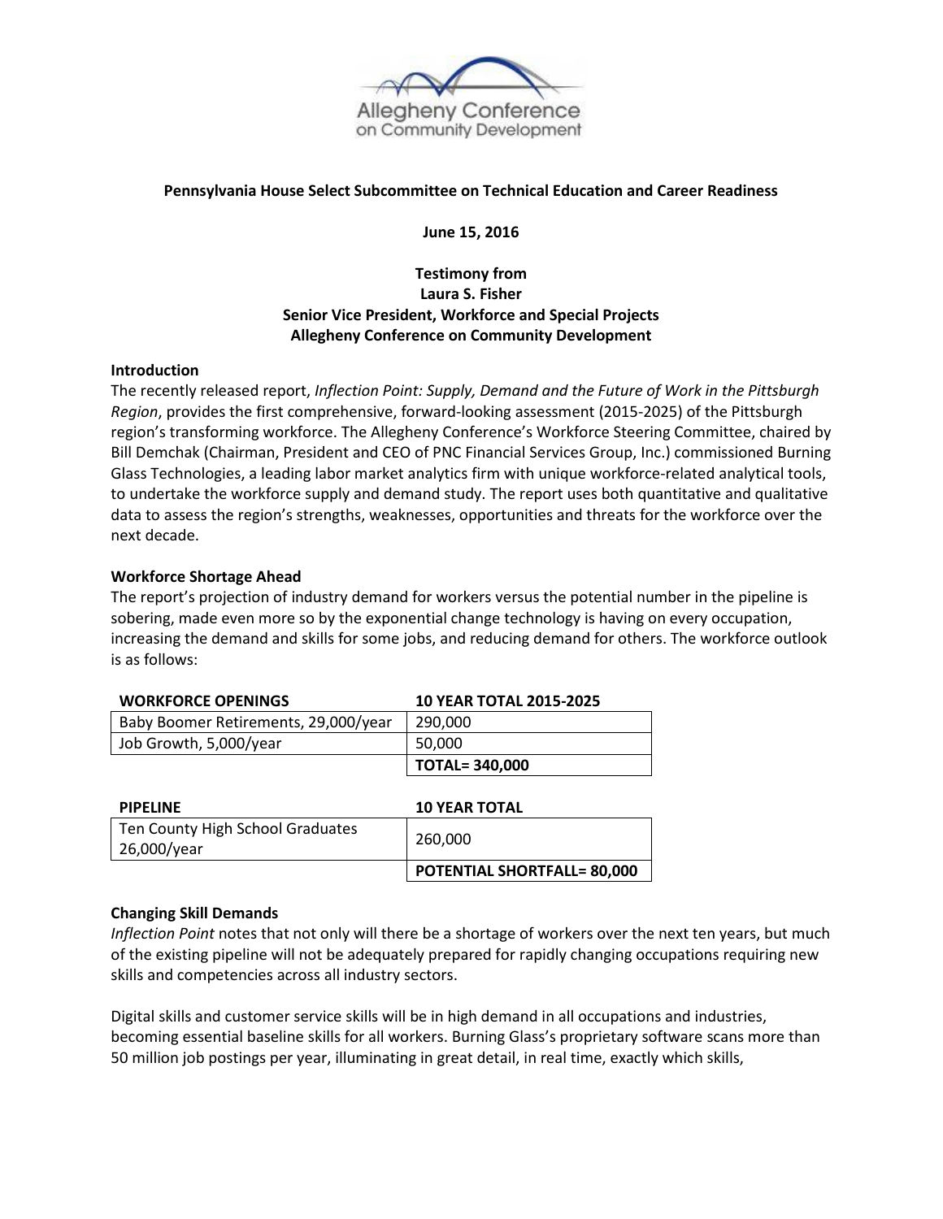**Pennsylvania House Select Subcommittee on Technical Education and Career Readiness**

**June 15, 2016**

**Testimony from**
**Laura S. Fisher**
**Senior Vice President, Workforce and Special Projects**
**Allegheny Conference on Community Development**

## Introduction

The recently released report, *Inflection Point: Supply, Demand and the Future of Work in the Pittsburgh Region*, provides the first comprehensive, forward-looking assessment (2015-2025) of the Pittsburgh region's transforming workforce. The Allegheny Conference's Workforce Steering Committee, chaired by Bill Demchak (Chairman, President and CEO of PNC Financial Services Group, Inc.) commissioned Burning Glass Technologies, a leading labor market analytics firm with unique workforce-related analytical tools, to undertake the workforce supply and demand study. The report uses both quantitative and qualitative data to assess the region's strengths, weaknesses, opportunities and threats for the workforce over the next decade.

## Workforce Shortage Ahead

The report's projection of industry demand for workers versus the potential number in the pipeline is sobering, made even more so by the exponential change technology is having on every occupation, increasing the demand and skills for some jobs, and reducing demand for others. The workforce outlook is as follows:

| WORKFORCE OPENINGS | 10 YEAR TOTAL 2015-2025 |
|---|---|
| Baby Boomer Retirements, 29,000/year | 290,000 |
| Job Growth, 5,000/year | 50,000 |
| | **TOTAL= 340,000** |

| PIPELINE | 10 YEAR TOTAL |
|---|---|
| Ten County High School Graduates 26,000/year | 260,000 |
| | **POTENTIAL SHORTFALL= 80,000** |

## Changing Skill Demands

*Inflection Point* notes that not only will there be a shortage of workers over the next ten years, but much of the existing pipeline will not be adequately prepared for rapidly changing occupations requiring new skills and competencies across all industry sectors.

Digital skills and customer service skills will be in high demand in all occupations and industries, becoming essential baseline skills for all workers. Burning Glass's proprietary software scans more than 50 million job postings per year, illuminating in great detail, in real time, exactly which skills,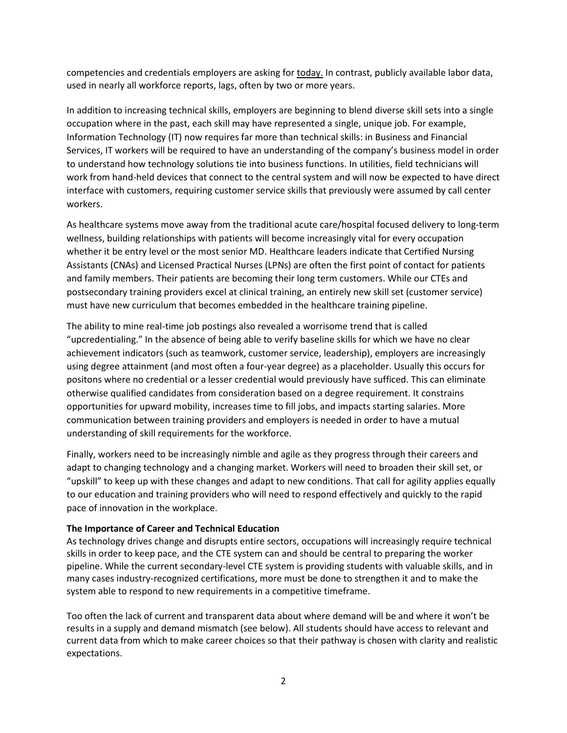competencies and credentials employers are asking for today. In contrast, publicly available labor data, used in nearly all workforce reports, lags, often by two or more years.

In addition to increasing technical skills, employers are beginning to blend diverse skill sets into a single occupation where in the past, each skill may have represented a single, unique job. For example, Information Technology (IT) now requires far more than technical skills: in Business and Financial Services, IT workers will be required to have an understanding of the company's business model in order to understand how technology solutions tie into business functions. In utilities, field technicians will work from hand-held devices that connect to the central system and will now be expected to have direct interface with customers, requiring customer service skills that previously were assumed by call center workers.

As healthcare systems move away from the traditional acute care/hospital focused delivery to long-term wellness, building relationships with patients will become increasingly vital for every occupation whether it be entry level or the most senior MD. Healthcare leaders indicate that Certified Nursing Assistants (CNAs) and Licensed Practical Nurses (LPNs) are often the first point of contact for patients and family members. Their patients are becoming their long term customers. While our CTEs and postsecondary training providers excel at clinical training, an entirely new skill set (customer service) must have new curriculum that becomes embedded in the healthcare training pipeline.

The ability to mine real-time job postings also revealed a worrisome trend that is called "upcredentialing." In the absence of being able to verify baseline skills for which we have no clear achievement indicators (such as teamwork, customer service, leadership), employers are increasingly using degree attainment (and most often a four-year degree) as a placeholder. Usually this occurs for positons where no credential or a lesser credential would previously have sufficed. This can eliminate otherwise qualified candidates from consideration based on a degree requirement. It constrains opportunities for upward mobility, increases time to fill jobs, and impacts starting salaries. More communication between training providers and employers is needed in order to have a mutual understanding of skill requirements for the workforce.

Finally, workers need to be increasingly nimble and agile as they progress through their careers and adapt to changing technology and a changing market. Workers will need to broaden their skill set, or "upskill" to keep up with these changes and adapt to new conditions. That call for agility applies equally to our education and training providers who will need to respond effectively and quickly to the rapid pace of innovation in the workplace.

**The Importance of Career and Technical Education**

As technology drives change and disrupts entire sectors, occupations will increasingly require technical skills in order to keep pace, and the CTE system can and should be central to preparing the worker pipeline. While the current secondary-level CTE system is providing students with valuable skills, and in many cases industry-recognized certifications, more must be done to strengthen it and to make the system able to respond to new requirements in a competitive timeframe.

Too often the lack of current and transparent data about where demand will be and where it won't be results in a supply and demand mismatch (see below). All students should have access to relevant and current data from which to make career choices so that their pathway is chosen with clarity and realistic expectations.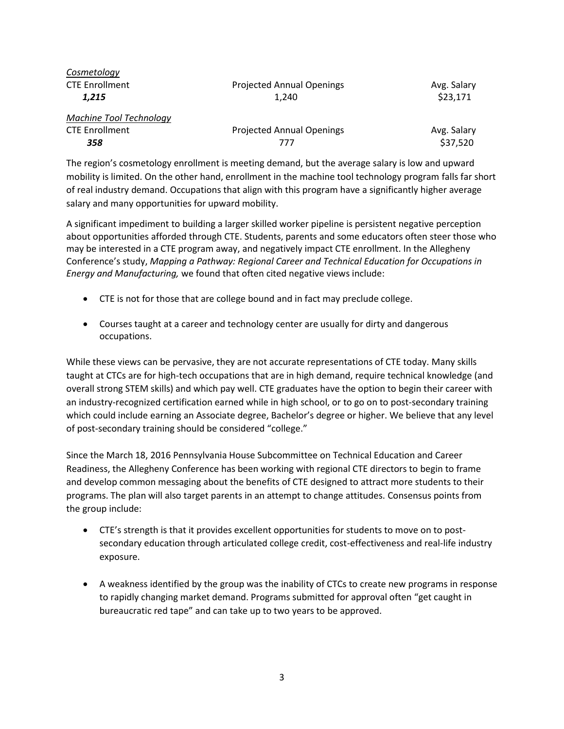*Cosmetology*

| CTE Enrollment | Projected Annual Openings | Avg. Salary |
|---|---|---|
| ***1,215*** | 1,240 | $23,171 |

*Machine Tool Technology*

| CTE Enrollment | Projected Annual Openings | Avg. Salary |
|---|---|---|
| ***358*** | 777 | $37,520 |

The region's cosmetology enrollment is meeting demand, but the average salary is low and upward mobility is limited. On the other hand, enrollment in the machine tool technology program falls far short of real industry demand. Occupations that align with this program have a significantly higher average salary and many opportunities for upward mobility.

A significant impediment to building a larger skilled worker pipeline is persistent negative perception about opportunities afforded through CTE. Students, parents and some educators often steer those who may be interested in a CTE program away, and negatively impact CTE enrollment. In the Allegheny Conference's study, *Mapping a Pathway: Regional Career and Technical Education for Occupations in Energy and Manufacturing,* we found that often cited negative views include:

- CTE is not for those that are college bound and in fact may preclude college.
- Courses taught at a career and technology center are usually for dirty and dangerous occupations.

While these views can be pervasive, they are not accurate representations of CTE today. Many skills taught at CTCs are for high-tech occupations that are in high demand, require technical knowledge (and overall strong STEM skills) and which pay well. CTE graduates have the option to begin their career with an industry-recognized certification earned while in high school, or to go on to post-secondary training which could include earning an Associate degree, Bachelor's degree or higher. We believe that any level of post-secondary training should be considered "college."

Since the March 18, 2016 Pennsylvania House Subcommittee on Technical Education and Career Readiness, the Allegheny Conference has been working with regional CTE directors to begin to frame and develop common messaging about the benefits of CTE designed to attract more students to their programs. The plan will also target parents in an attempt to change attitudes. Consensus points from the group include:

- CTE's strength is that it provides excellent opportunities for students to move on to post-secondary education through articulated college credit, cost-effectiveness and real-life industry exposure.
- A weakness identified by the group was the inability of CTCs to create new programs in response to rapidly changing market demand. Programs submitted for approval often "get caught in bureaucratic red tape" and can take up to two years to be approved.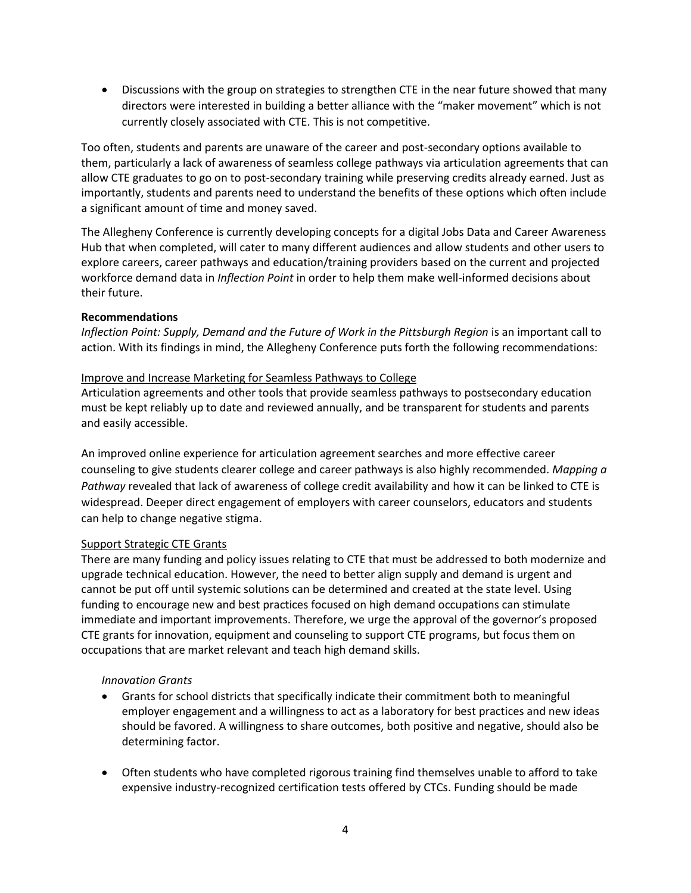- Discussions with the group on strategies to strengthen CTE in the near future showed that many directors were interested in building a better alliance with the "maker movement" which is not currently closely associated with CTE. This is not competitive.

Too often, students and parents are unaware of the career and post-secondary options available to them, particularly a lack of awareness of seamless college pathways via articulation agreements that can allow CTE graduates to go on to post-secondary training while preserving credits already earned. Just as importantly, students and parents need to understand the benefits of these options which often include a significant amount of time and money saved.

The Allegheny Conference is currently developing concepts for a digital Jobs Data and Career Awareness Hub that when completed, will cater to many different audiences and allow students and other users to explore careers, career pathways and education/training providers based on the current and projected workforce demand data in *Inflection Point* in order to help them make well-informed decisions about their future.

**Recommendations**

*Inflection Point: Supply, Demand and the Future of Work in the Pittsburgh Region* is an important call to action. With its findings in mind, the Allegheny Conference puts forth the following recommendations:

<u>Improve and Increase Marketing for Seamless Pathways to College</u>

Articulation agreements and other tools that provide seamless pathways to postsecondary education must be kept reliably up to date and reviewed annually, and be transparent for students and parents and easily accessible.

An improved online experience for articulation agreement searches and more effective career counseling to give students clearer college and career pathways is also highly recommended. *Mapping a Pathway* revealed that lack of awareness of college credit availability and how it can be linked to CTE is widespread. Deeper direct engagement of employers with career counselors, educators and students can help to change negative stigma.

<u>Support Strategic CTE Grants</u>

There are many funding and policy issues relating to CTE that must be addressed to both modernize and upgrade technical education. However, the need to better align supply and demand is urgent and cannot be put off until systemic solutions can be determined and created at the state level. Using funding to encourage new and best practices focused on high demand occupations can stimulate immediate and important improvements. Therefore, we urge the approval of the governor's proposed CTE grants for innovation, equipment and counseling to support CTE programs, but focus them on occupations that are market relevant and teach high demand skills.

*Innovation Grants*

- Grants for school districts that specifically indicate their commitment both to meaningful employer engagement and a willingness to act as a laboratory for best practices and new ideas should be favored. A willingness to share outcomes, both positive and negative, should also be determining factor.

- Often students who have completed rigorous training find themselves unable to afford to take expensive industry-recognized certification tests offered by CTCs. Funding should be made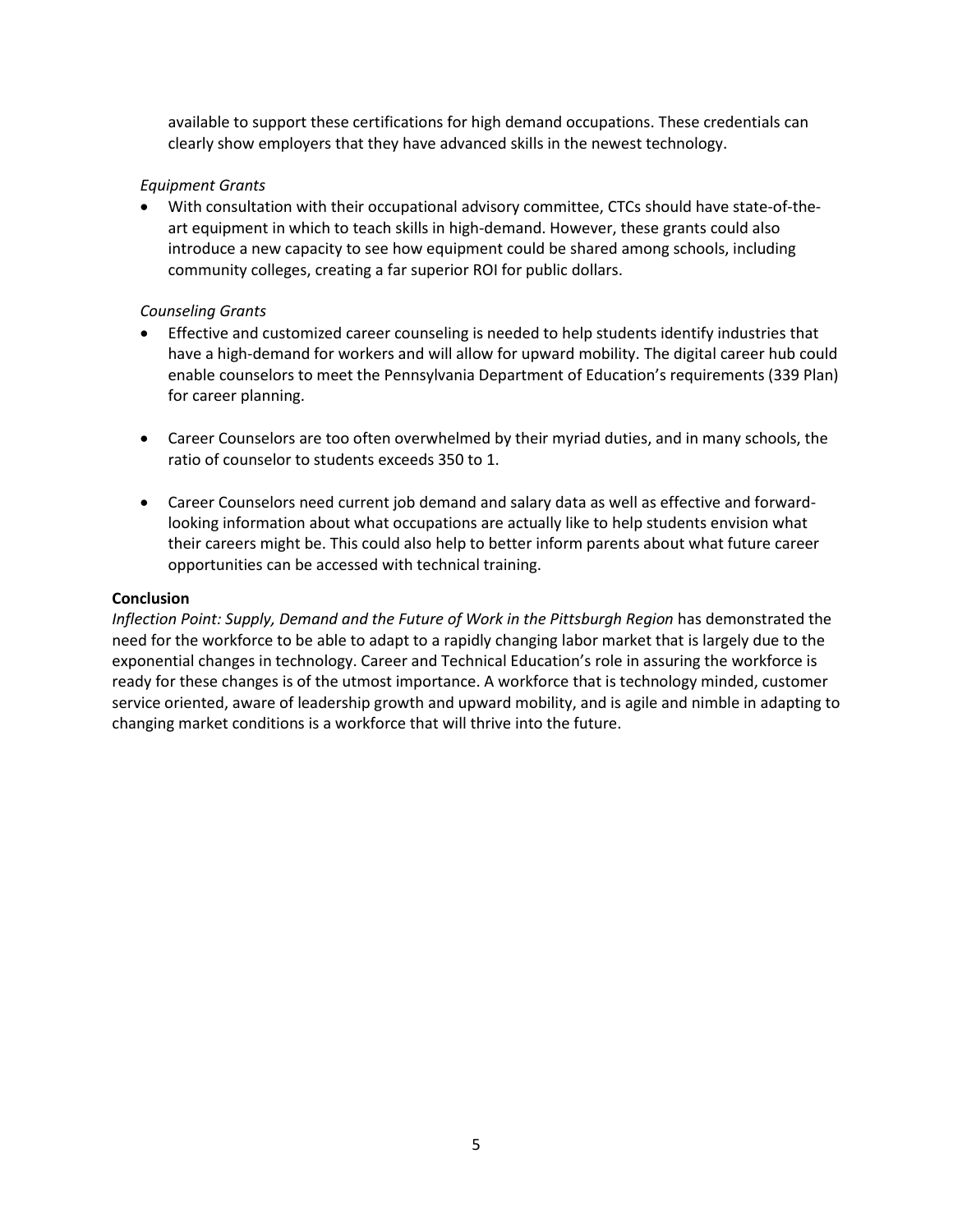available to support these certifications for high demand occupations. These credentials can clearly show employers that they have advanced skills in the newest technology.

*Equipment Grants*

- With consultation with their occupational advisory committee, CTCs should have state-of-the-art equipment in which to teach skills in high-demand. However, these grants could also introduce a new capacity to see how equipment could be shared among schools, including community colleges, creating a far superior ROI for public dollars.

*Counseling Grants*

- Effective and customized career counseling is needed to help students identify industries that have a high-demand for workers and will allow for upward mobility. The digital career hub could enable counselors to meet the Pennsylvania Department of Education's requirements (339 Plan) for career planning.

- Career Counselors are too often overwhelmed by their myriad duties, and in many schools, the ratio of counselor to students exceeds 350 to 1.

- Career Counselors need current job demand and salary data as well as effective and forward-looking information about what occupations are actually like to help students envision what their careers might be. This could also help to better inform parents about what future career opportunities can be accessed with technical training.

**Conclusion**

*Inflection Point: Supply, Demand and the Future of Work in the Pittsburgh Region* has demonstrated the need for the workforce to be able to adapt to a rapidly changing labor market that is largely due to the exponential changes in technology. Career and Technical Education's role in assuring the workforce is ready for these changes is of the utmost importance. A workforce that is technology minded, customer service oriented, aware of leadership growth and upward mobility, and is agile and nimble in adapting to changing market conditions is a workforce that will thrive into the future.